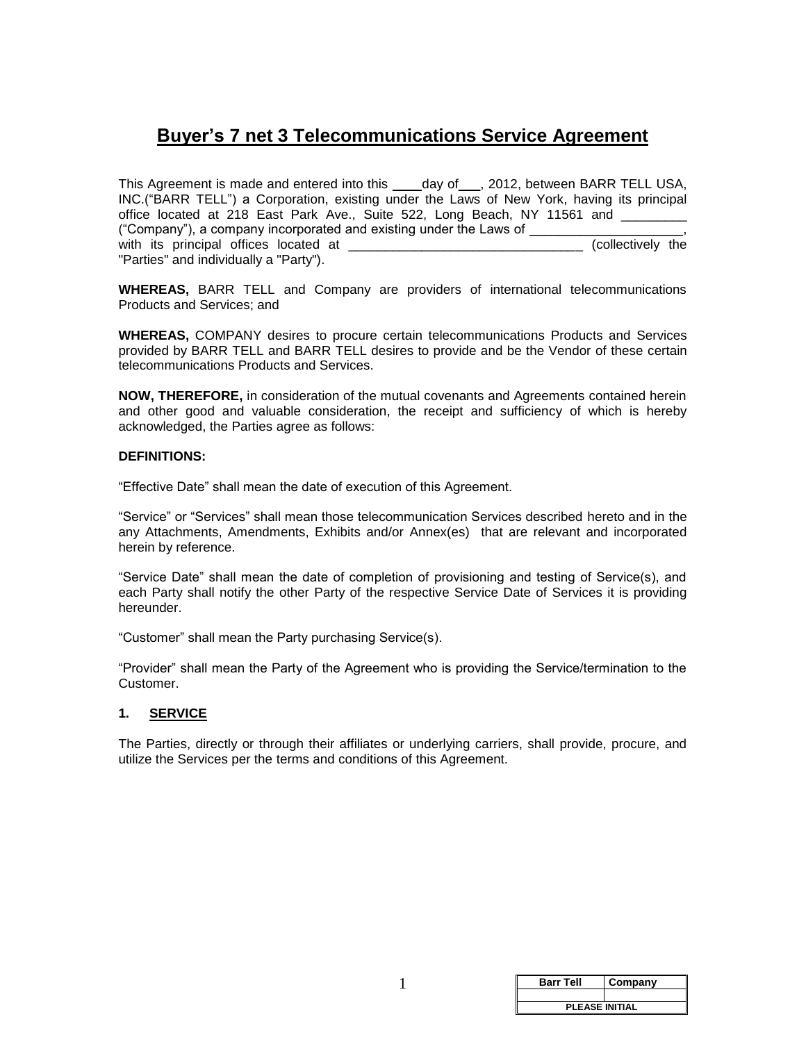# **Buyer's 7 net 3 Telecommunications Service Agreement**

This Agreement is made and entered into this ____day of___, 2012, between BARR TELL USA, INC.("BARR TELL") a Corporation, existing under the Laws of New York, having its principal office located at 218 East Park Ave., Suite 522, Long Beach, NY 11561 and _________ ("Company"), a company incorporated and existing under the Laws of _____________________, with its principal offices located at ________________________________ (collectively the "Parties" and individually a "Party").

**WHEREAS,** BARR TELL and Company are providers of international telecommunications Products and Services; and

**WHEREAS,** COMPANY desires to procure certain telecommunications Products and Services provided by BARR TELL and BARR TELL desires to provide and be the Vendor of these certain telecommunications Products and Services.

**NOW, THEREFORE,** in consideration of the mutual covenants and Agreements contained herein and other good and valuable consideration, the receipt and sufficiency of which is hereby acknowledged, the Parties agree as follows:

**DEFINITIONS:**

"Effective Date" shall mean the date of execution of this Agreement.

"Service" or "Services" shall mean those telecommunication Services described hereto and in the any Attachments, Amendments, Exhibits and/or Annex(es) that are relevant and incorporated herein by reference.

"Service Date" shall mean the date of completion of provisioning and testing of Service(s), and each Party shall notify the other Party of the respective Service Date of Services it is providing hereunder.

"Customer" shall mean the Party purchasing Service(s).

"Provider" shall mean the Party of the Agreement who is providing the Service/termination to the Customer.

## **1. SERVICE**

The Parties, directly or through their affiliates or underlying carriers, shall provide, procure, and utilize the Services per the terms and conditions of this Agreement.

| Barr Tell | Company |
| --- | --- |
| | |
| PLEASE INITIAL | |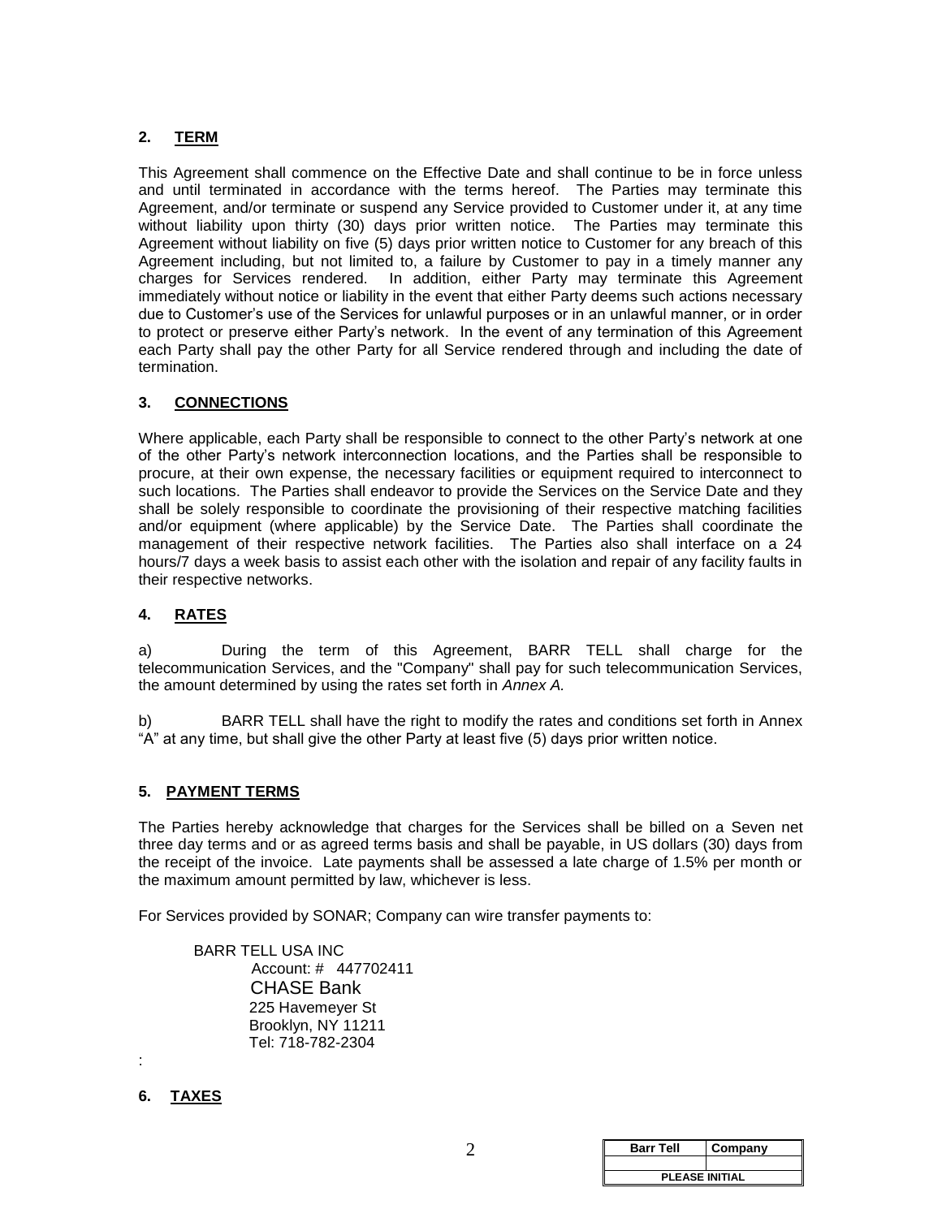## 2. TERM

This Agreement shall commence on the Effective Date and shall continue to be in force unless and until terminated in accordance with the terms hereof. The Parties may terminate this Agreement, and/or terminate or suspend any Service provided to Customer under it, at any time without liability upon thirty (30) days prior written notice. The Parties may terminate this Agreement without liability on five (5) days prior written notice to Customer for any breach of this Agreement including, but not limited to, a failure by Customer to pay in a timely manner any charges for Services rendered. In addition, either Party may terminate this Agreement immediately without notice or liability in the event that either Party deems such actions necessary due to Customer's use of the Services for unlawful purposes or in an unlawful manner, or in order to protect or preserve either Party's network. In the event of any termination of this Agreement each Party shall pay the other Party for all Service rendered through and including the date of termination.

## 3. CONNECTIONS

Where applicable, each Party shall be responsible to connect to the other Party's network at one of the other Party's network interconnection locations, and the Parties shall be responsible to procure, at their own expense, the necessary facilities or equipment required to interconnect to such locations. The Parties shall endeavor to provide the Services on the Service Date and they shall be solely responsible to coordinate the provisioning of their respective matching facilities and/or equipment (where applicable) by the Service Date. The Parties shall coordinate the management of their respective network facilities. The Parties also shall interface on a 24 hours/7 days a week basis to assist each other with the isolation and repair of any facility faults in their respective networks.

## 4. RATES

a) During the term of this Agreement, BARR TELL shall charge for the telecommunication Services, and the "Company" shall pay for such telecommunication Services, the amount determined by using the rates set forth in *Annex A.*

b) BARR TELL shall have the right to modify the rates and conditions set forth in Annex "A" at any time, but shall give the other Party at least five (5) days prior written notice.

## 5. PAYMENT TERMS

The Parties hereby acknowledge that charges for the Services shall be billed on a Seven net three day terms and or as agreed terms basis and shall be payable, in US dollars (30) days from the receipt of the invoice. Late payments shall be assessed a late charge of 1.5% per month or the maximum amount permitted by law, whichever is less.

For Services provided by SONAR; Company can wire transfer payments to:

BARR TELL USA INC
Account: # 447702411
CHASE Bank
225 Havemeyer St
Brooklyn, NY 11211
Tel: 718-782-2304

:

## 6. TAXES

| Barr Tell | Company |
|---|---|
| | |
| PLEASE INITIAL | |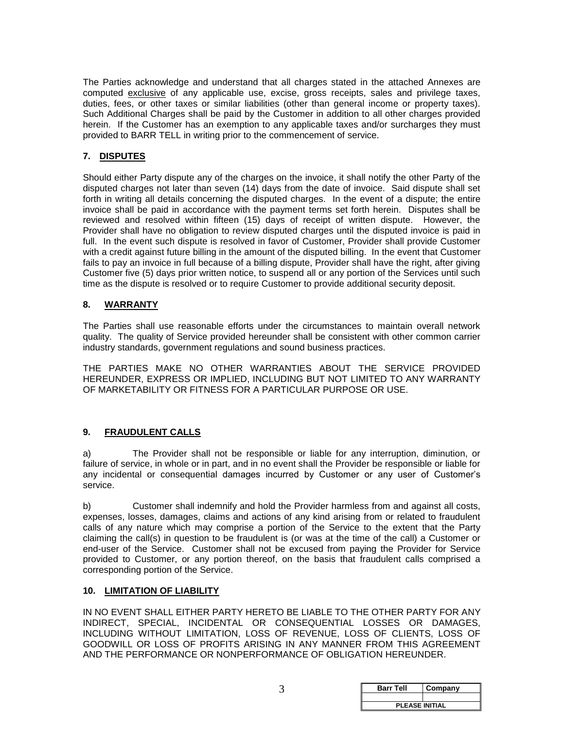The Parties acknowledge and understand that all charges stated in the attached Annexes are computed exclusive of any applicable use, excise, gross receipts, sales and privilege taxes, duties, fees, or other taxes or similar liabilities (other than general income or property taxes). Such Additional Charges shall be paid by the Customer in addition to all other charges provided herein. If the Customer has an exemption to any applicable taxes and/or surcharges they must provided to BARR TELL in writing prior to the commencement of service.

## 7. DISPUTES

Should either Party dispute any of the charges on the invoice, it shall notify the other Party of the disputed charges not later than seven (14) days from the date of invoice. Said dispute shall set forth in writing all details concerning the disputed charges. In the event of a dispute; the entire invoice shall be paid in accordance with the payment terms set forth herein. Disputes shall be reviewed and resolved within fifteen (15) days of receipt of written dispute. However, the Provider shall have no obligation to review disputed charges until the disputed invoice is paid in full. In the event such dispute is resolved in favor of Customer, Provider shall provide Customer with a credit against future billing in the amount of the disputed billing. In the event that Customer fails to pay an invoice in full because of a billing dispute, Provider shall have the right, after giving Customer five (5) days prior written notice, to suspend all or any portion of the Services until such time as the dispute is resolved or to require Customer to provide additional security deposit.

## 8. WARRANTY

The Parties shall use reasonable efforts under the circumstances to maintain overall network quality. The quality of Service provided hereunder shall be consistent with other common carrier industry standards, government regulations and sound business practices.

THE PARTIES MAKE NO OTHER WARRANTIES ABOUT THE SERVICE PROVIDED HEREUNDER, EXPRESS OR IMPLIED, INCLUDING BUT NOT LIMITED TO ANY WARRANTY OF MARKETABILITY OR FITNESS FOR A PARTICULAR PURPOSE OR USE.

## 9. FRAUDULENT CALLS

a) The Provider shall not be responsible or liable for any interruption, diminution, or failure of service, in whole or in part, and in no event shall the Provider be responsible or liable for any incidental or consequential damages incurred by Customer or any user of Customer's service.

b) Customer shall indemnify and hold the Provider harmless from and against all costs, expenses, losses, damages, claims and actions of any kind arising from or related to fraudulent calls of any nature which may comprise a portion of the Service to the extent that the Party claiming the call(s) in question to be fraudulent is (or was at the time of the call) a Customer or end-user of the Service. Customer shall not be excused from paying the Provider for Service provided to Customer, or any portion thereof, on the basis that fraudulent calls comprised a corresponding portion of the Service.

## 10. LIMITATION OF LIABILITY

IN NO EVENT SHALL EITHER PARTY HERETO BE LIABLE TO THE OTHER PARTY FOR ANY INDIRECT, SPECIAL, INCIDENTAL OR CONSEQUENTIAL LOSSES OR DAMAGES, INCLUDING WITHOUT LIMITATION, LOSS OF REVENUE, LOSS OF CLIENTS, LOSS OF GOODWILL OR LOSS OF PROFITS ARISING IN ANY MANNER FROM THIS AGREEMENT AND THE PERFORMANCE OR NONPERFORMANCE OF OBLIGATION HEREUNDER.

| Barr Tell | Company |
| --- | --- |
| | |
| PLEASE INITIAL | |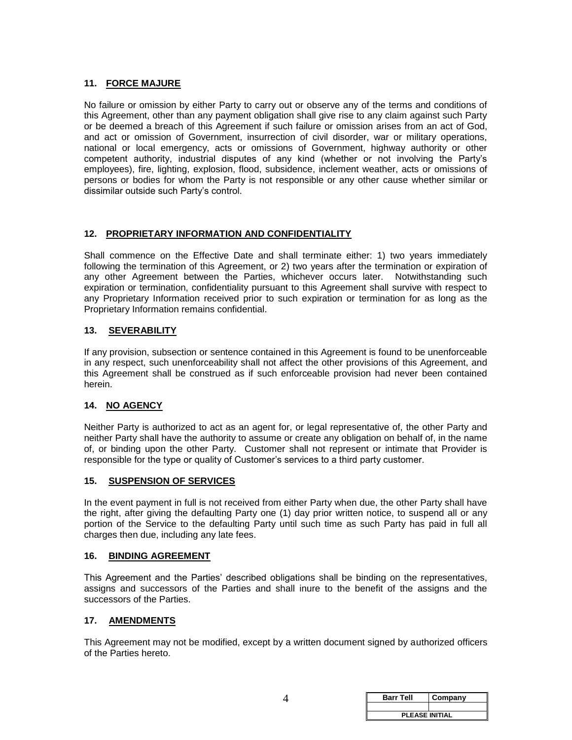## 11. FORCE MAJURE

No failure or omission by either Party to carry out or observe any of the terms and conditions of this Agreement, other than any payment obligation shall give rise to any claim against such Party or be deemed a breach of this Agreement if such failure or omission arises from an act of God, and act or omission of Government, insurrection of civil disorder, war or military operations, national or local emergency, acts or omissions of Government, highway authority or other competent authority, industrial disputes of any kind (whether or not involving the Party's employees), fire, lighting, explosion, flood, subsidence, inclement weather, acts or omissions of persons or bodies for whom the Party is not responsible or any other cause whether similar or dissimilar outside such Party's control.

## 12. PROPRIETARY INFORMATION AND CONFIDENTIALITY

Shall commence on the Effective Date and shall terminate either: 1) two years immediately following the termination of this Agreement, or 2) two years after the termination or expiration of any other Agreement between the Parties, whichever occurs later. Notwithstanding such expiration or termination, confidentiality pursuant to this Agreement shall survive with respect to any Proprietary Information received prior to such expiration or termination for as long as the Proprietary Information remains confidential.

## 13. SEVERABILITY

If any provision, subsection or sentence contained in this Agreement is found to be unenforceable in any respect, such unenforceability shall not affect the other provisions of this Agreement, and this Agreement shall be construed as if such enforceable provision had never been contained herein.

## 14. NO AGENCY

Neither Party is authorized to act as an agent for, or legal representative of, the other Party and neither Party shall have the authority to assume or create any obligation on behalf of, in the name of, or binding upon the other Party. Customer shall not represent or intimate that Provider is responsible for the type or quality of Customer's services to a third party customer.

## 15. SUSPENSION OF SERVICES

In the event payment in full is not received from either Party when due, the other Party shall have the right, after giving the defaulting Party one (1) day prior written notice, to suspend all or any portion of the Service to the defaulting Party until such time as such Party has paid in full all charges then due, including any late fees.

## 16. BINDING AGREEMENT

This Agreement and the Parties' described obligations shall be binding on the representatives, assigns and successors of the Parties and shall inure to the benefit of the assigns and the successors of the Parties.

## 17. AMENDMENTS

This Agreement may not be modified, except by a written document signed by authorized officers of the Parties hereto.

| Barr Tell | Company |
|---|---|
| | |
| PLEASE INITIAL | |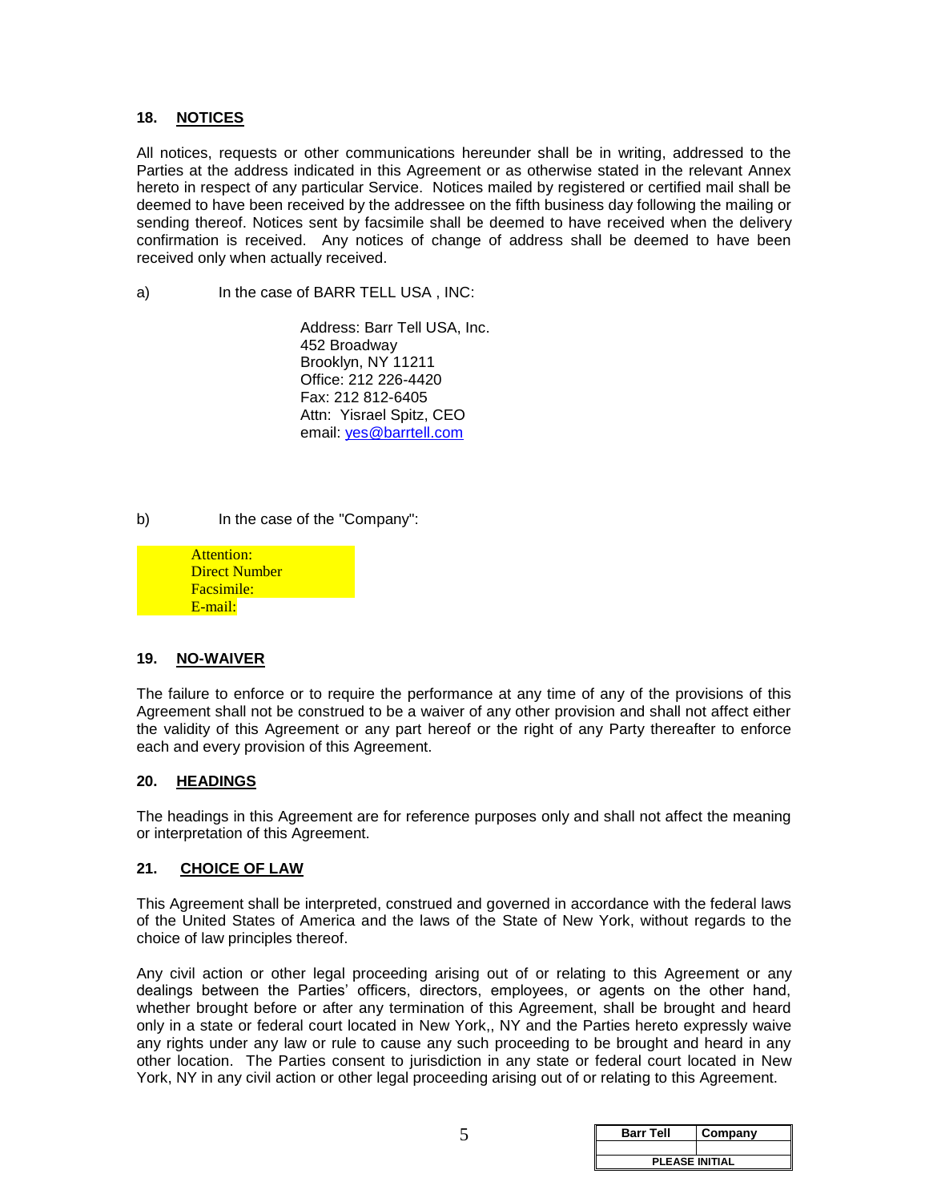**18. NOTICES**

All notices, requests or other communications hereunder shall be in writing, addressed to the Parties at the address indicated in this Agreement or as otherwise stated in the relevant Annex hereto in respect of any particular Service. Notices mailed by registered or certified mail shall be deemed to have been received by the addressee on the fifth business day following the mailing or sending thereof. Notices sent by facsimile shall be deemed to have received when the delivery confirmation is received. Any notices of change of address shall be deemed to have been received only when actually received.

a) In the case of BARR TELL USA , INC:

Address: Barr Tell USA, Inc.
452 Broadway
Brooklyn, NY 11211
Office: 212 226-4420
Fax: 212 812-6405
Attn: Yisrael Spitz, CEO
email: yes@barrtell.com

b) In the case of the "Company":

Attention:
Direct Number
Facsimile:
E-mail:

**19. NO-WAIVER**

The failure to enforce or to require the performance at any time of any of the provisions of this Agreement shall not be construed to be a waiver of any other provision and shall not affect either the validity of this Agreement or any part hereof or the right of any Party thereafter to enforce each and every provision of this Agreement.

**20. HEADINGS**

The headings in this Agreement are for reference purposes only and shall not affect the meaning or interpretation of this Agreement.

**21. CHOICE OF LAW**

This Agreement shall be interpreted, construed and governed in accordance with the federal laws of the United States of America and the laws of the State of New York, without regards to the choice of law principles thereof.

Any civil action or other legal proceeding arising out of or relating to this Agreement or any dealings between the Parties' officers, directors, employees, or agents on the other hand, whether brought before or after any termination of this Agreement, shall be brought and heard only in a state or federal court located in New York,, NY and the Parties hereto expressly waive any rights under any law or rule to cause any such proceeding to be brought and heard in any other location. The Parties consent to jurisdiction in any state or federal court located in New York, NY in any civil action or other legal proceeding arising out of or relating to this Agreement.

| Barr Tell | Company |
|---|---|
| | |
| PLEASE INITIAL | |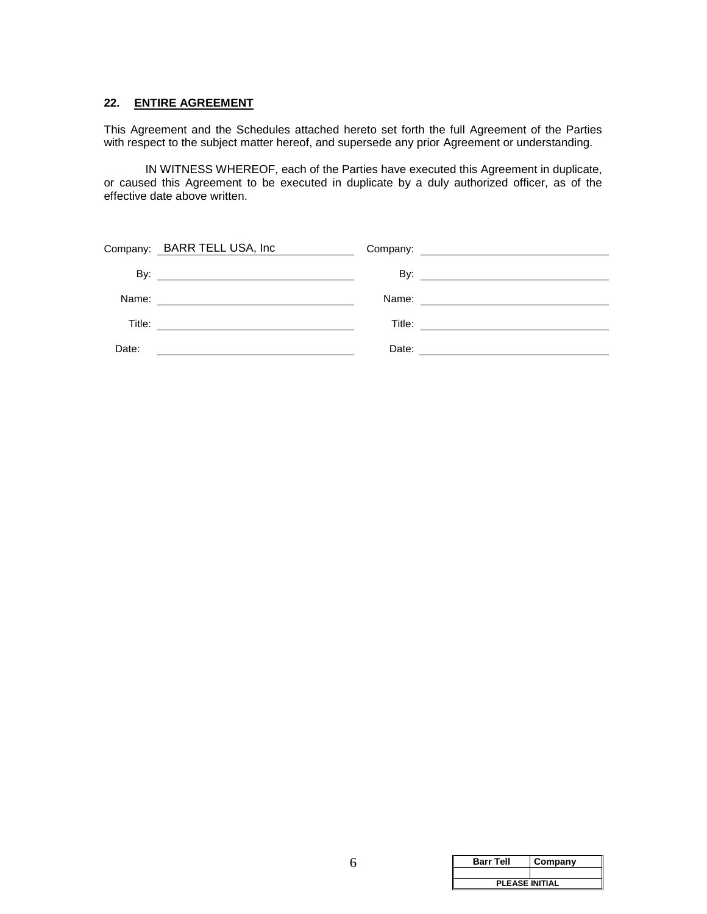### 22. ENTIRE AGREEMENT

This Agreement and the Schedules attached hereto set forth the full Agreement of the Parties with respect to the subject matter hereof, and supersede any prior Agreement or understanding.

IN WITNESS WHEREOF, each of the Parties have executed this Agreement in duplicate, or caused this Agreement to be executed in duplicate by a duly authorized officer, as of the effective date above written.

| | | | |
|---|---|---|---|
| Company: | BARR TELL USA, Inc | Company: | |
| By: | | By: | |
| Name: | | Name: | |
| Title: | | Title: | |
| Date: | | Date: | |

| Barr Tell | Company |
|---|---|
| | |
| PLEASE INITIAL | |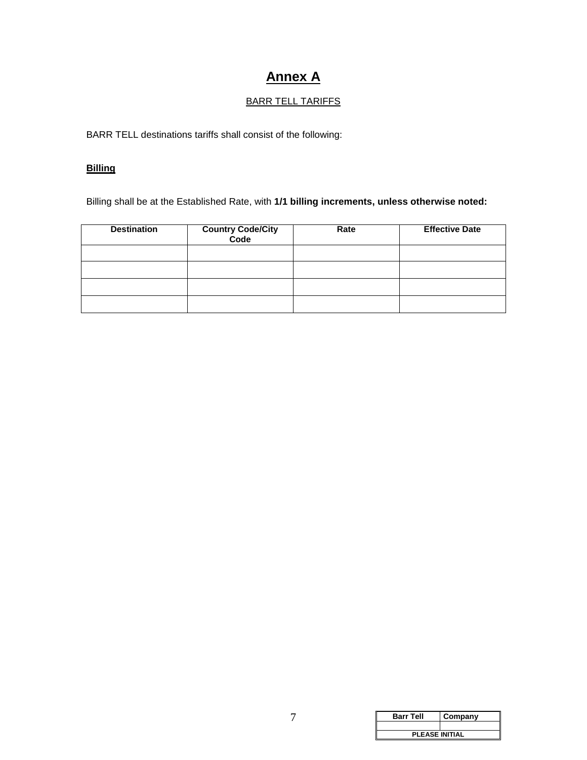# Annex A

BARR TELL TARIFFS

BARR TELL destinations tariffs shall consist of the following:

**Billing**

Billing shall be at the Established Rate, with **1/1 billing increments, unless otherwise noted:**

| Destination | Country Code/City Code | Rate | Effective Date |
|---|---|---|---|
| | | | |
| | | | |
| | | | |
| | | | |

| Barr Tell | Company |
|---|---|
| | |
| PLEASE INITIAL | |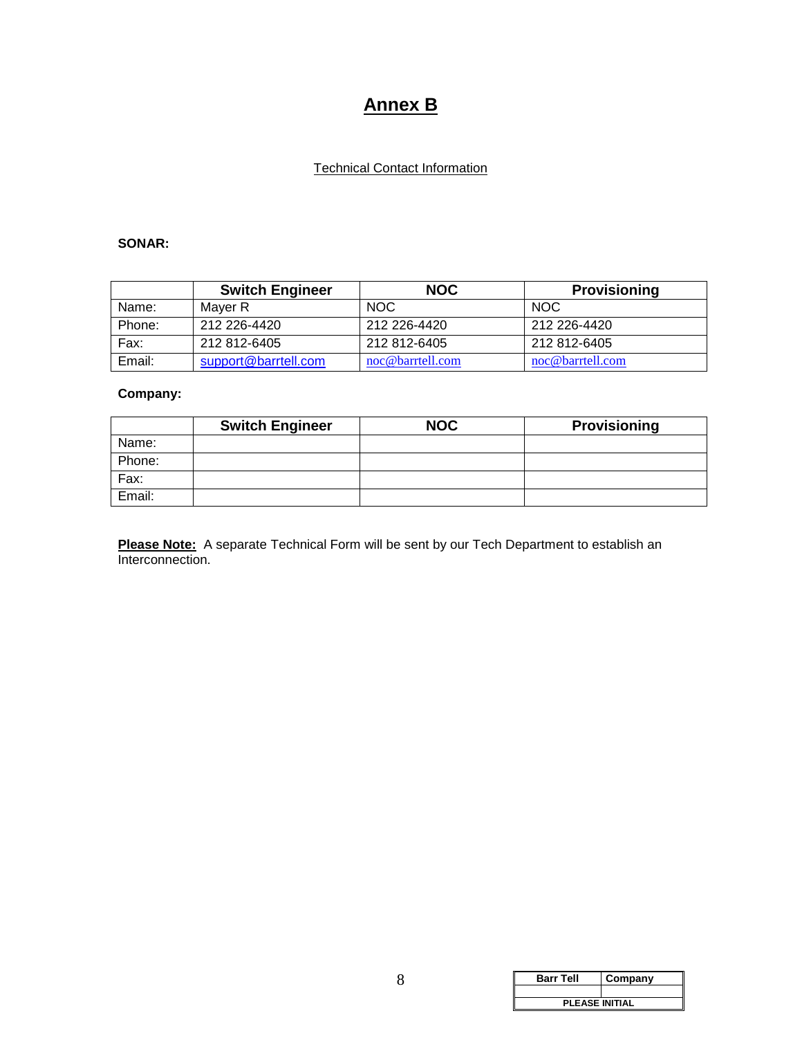# Annex B

Technical Contact Information

**SONAR:**

| | Switch Engineer | NOC | Provisioning |
|---|---|---|---|
| Name: | Mayer R | NOC | NOC |
| Phone: | 212 226-4420 | 212 226-4420 | 212 226-4420 |
| Fax: | 212 812-6405 | 212 812-6405 | 212 812-6405 |
| Email: | support@barrtell.com | noc@barrtell.com | noc@barrtell.com |

**Company:**

| | Switch Engineer | NOC | Provisioning |
|---|---|---|---|
| Name: | | | |
| Phone: | | | |
| Fax: | | | |
| Email: | | | |

**Please Note:** A separate Technical Form will be sent by our Tech Department to establish an Interconnection.

| Barr Tell | Company |
|---|---|
| | |
| PLEASE INITIAL | |